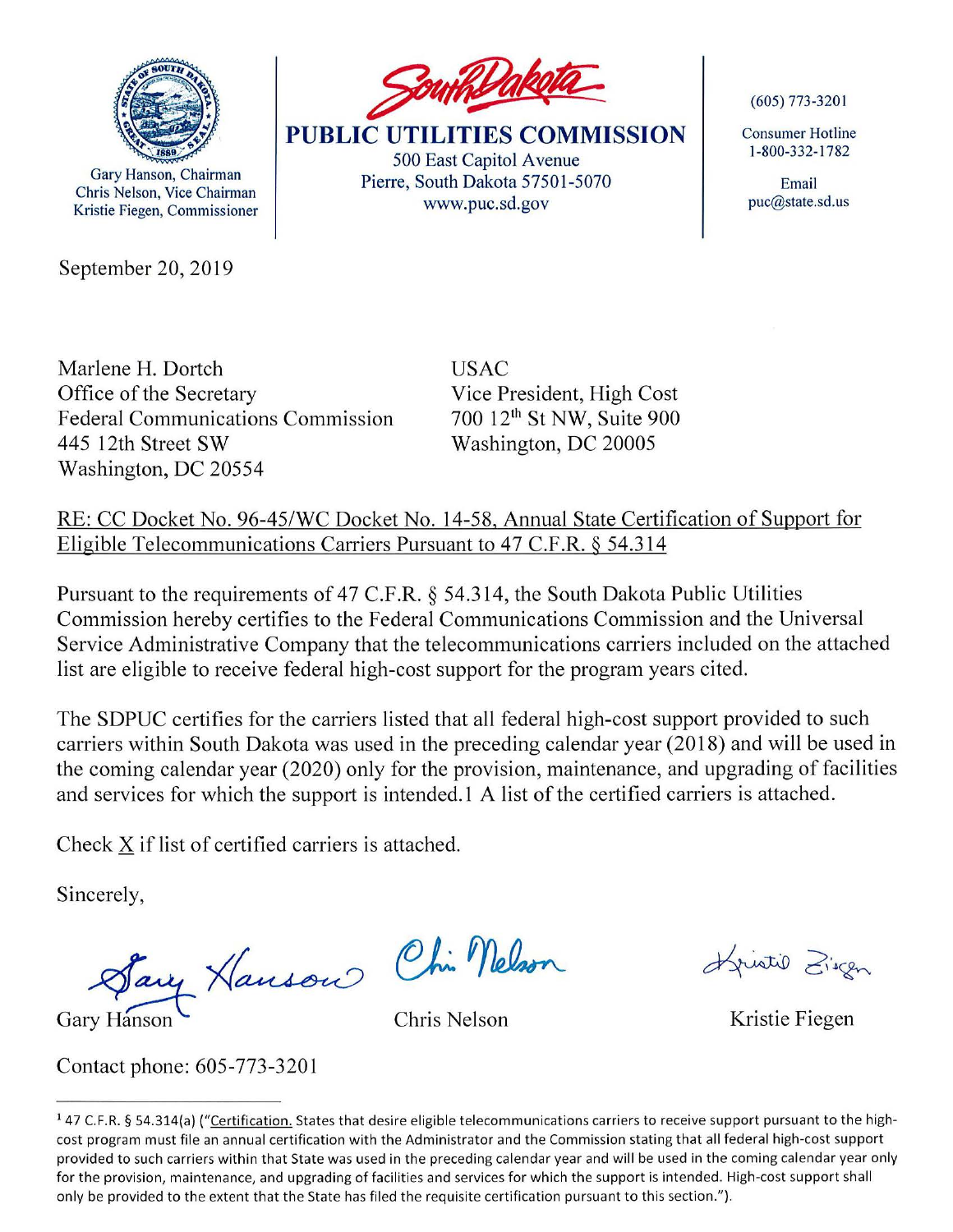Gary Hanson, Chairman
Chris Nelson, Vice Chairman
Kristie Fiegen, Commissioner

**South Dakota**

**PUBLIC UTILITIES COMMISSION**

500 East Capitol Avenue
Pierre, South Dakota 57501-5070
www.puc.sd.gov

(605) 773-3201

Consumer Hotline
1-800-332-1782

Email
puc@state.sd.us

September 20, 2019

Marlene H. Dortch
Office of the Secretary
Federal Communications Commission
445 12th Street SW
Washington, DC 20554

USAC
Vice President, High Cost
700 12th St NW, Suite 900
Washington, DC 20005

RE: CC Docket No. 96-45/WC Docket No. 14-58, Annual State Certification of Support for Eligible Telecommunications Carriers Pursuant to 47 C.F.R. § 54.314

Pursuant to the requirements of 47 C.F.R. § 54.314, the South Dakota Public Utilities Commission hereby certifies to the Federal Communications Commission and the Universal Service Administrative Company that the telecommunications carriers included on the attached list are eligible to receive federal high-cost support for the program years cited.

The SDPUC certifies for the carriers listed that all federal high-cost support provided to such carriers within South Dakota was used in the preceding calendar year (2018) and will be used in the coming calendar year (2020) only for the provision, maintenance, and upgrading of facilities and services for which the support is intended.[1] A list of the certified carriers is attached.

Check X if list of certified carriers is attached.

Sincerely,

Gary Hanson — Chris Nelson — Kristie Fiegen

Contact phone: 605-773-3201

---

[1] 47 C.F.R. § 54.314(a) ("Certification. States that desire eligible telecommunications carriers to receive support pursuant to the high-cost program must file an annual certification with the Administrator and the Commission stating that all federal high-cost support provided to such carriers within that State was used in the preceding calendar year and will be used in the coming calendar year only for the provision, maintenance, and upgrading of facilities and services for which the support is intended. High-cost support shall only be provided to the extent that the State has filed the requisite certification pursuant to this section.").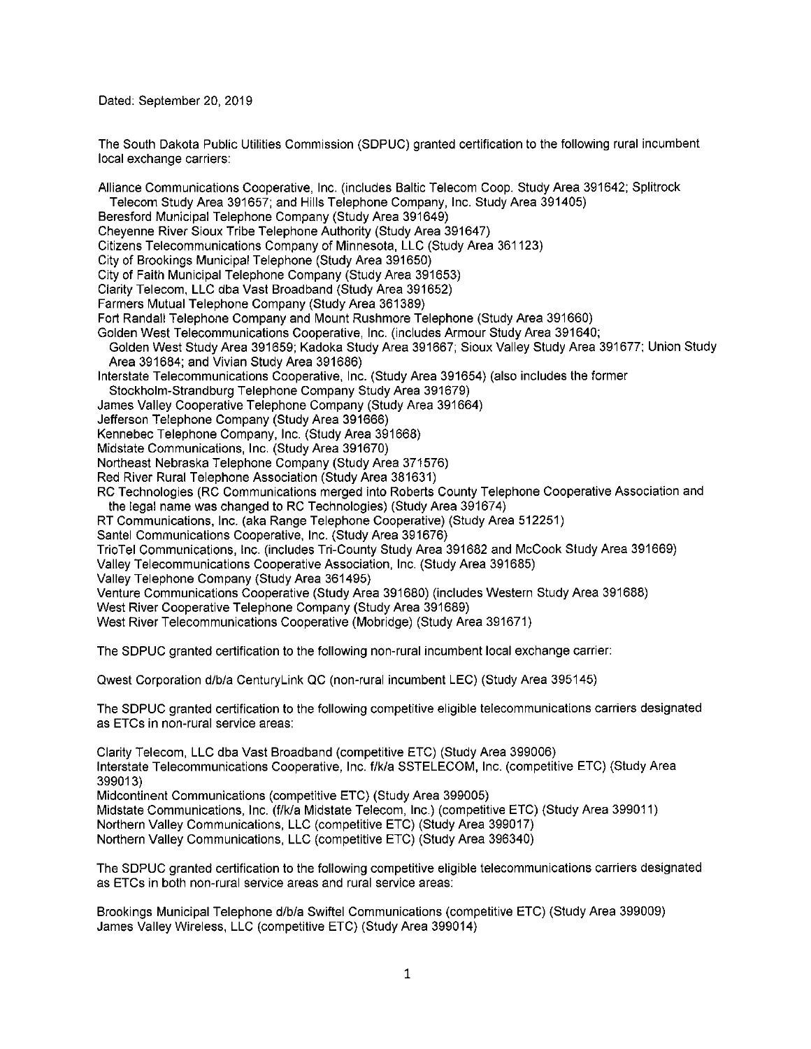Dated: September 20, 2019

The South Dakota Public Utilities Commission (SDPUC) granted certification to the following rural incumbent local exchange carriers:

Alliance Communications Cooperative, Inc. (includes Baltic Telecom Coop. Study Area 391642; Splitrock Telecom Study Area 391657; and Hills Telephone Company, Inc. Study Area 391405)
Beresford Municipal Telephone Company (Study Area 391649)
Cheyenne River Sioux Tribe Telephone Authority (Study Area 391647)
Citizens Telecommunications Company of Minnesota, LLC (Study Area 361123)
City of Brookings Municipal Telephone (Study Area 391650)
City of Faith Municipal Telephone Company (Study Area 391653)
Clarity Telecom, LLC dba Vast Broadband (Study Area 391652)
Farmers Mutual Telephone Company (Study Area 361389)
Fort Randall Telephone Company and Mount Rushmore Telephone (Study Area 391660)
Golden West Telecommunications Cooperative, Inc. (includes Armour Study Area 391640; Golden West Study Area 391659; Kadoka Study Area 391667; Sioux Valley Study Area 391677; Union Study Area 391684; and Vivian Study Area 391686)
Interstate Telecommunications Cooperative, Inc. (Study Area 391654) (also includes the former Stockholm-Strandburg Telephone Company Study Area 391679)
James Valley Cooperative Telephone Company (Study Area 391664)
Jefferson Telephone Company (Study Area 391666)
Kennebec Telephone Company, Inc. (Study Area 391668)
Midstate Communications, Inc. (Study Area 391670)
Northeast Nebraska Telephone Company (Study Area 371576)
Red River Rural Telephone Association (Study Area 381631)
RC Technologies (RC Communications merged into Roberts County Telephone Cooperative Association and the legal name was changed to RC Technologies) (Study Area 391674)
RT Communications, Inc. (aka Range Telephone Cooperative) (Study Area 512251)
Santel Communications Cooperative, Inc. (Study Area 391676)
TrioTel Communications, Inc. (includes Tri-County Study Area 391682 and McCook Study Area 391669)
Valley Telecommunications Cooperative Association, Inc. (Study Area 391685)
Valley Telephone Company (Study Area 361495)
Venture Communications Cooperative (Study Area 391680) (includes Western Study Area 391688)
West River Cooperative Telephone Company (Study Area 391689)
West River Telecommunications Cooperative (Mobridge) (Study Area 391671)

The SDPUC granted certification to the following non-rural incumbent local exchange carrier:

Qwest Corporation d/b/a CenturyLink QC (non-rural incumbent LEC) (Study Area 395145)

The SDPUC granted certification to the following competitive eligible telecommunications carriers designated as ETCs in non-rural service areas:

Clarity Telecom, LLC dba Vast Broadband (competitive ETC) (Study Area 399006)
Interstate Telecommunications Cooperative, Inc. f/k/a SSTELECOM, Inc. (competitive ETC) (Study Area 399013)
Midcontinent Communications (competitive ETC) (Study Area 399005)
Midstate Communications, Inc. (f/k/a Midstate Telecom, Inc.) (competitive ETC) (Study Area 399011)
Northern Valley Communications, LLC (competitive ETC) (Study Area 399017)
Northern Valley Communications, LLC (competitive ETC) (Study Area 396340)

The SDPUC granted certification to the following competitive eligible telecommunications carriers designated as ETCs in both non-rural service areas and rural service areas:

Brookings Municipal Telephone d/b/a Swiftel Communications (competitive ETC) (Study Area 399009)
James Valley Wireless, LLC (competitive ETC) (Study Area 399014)